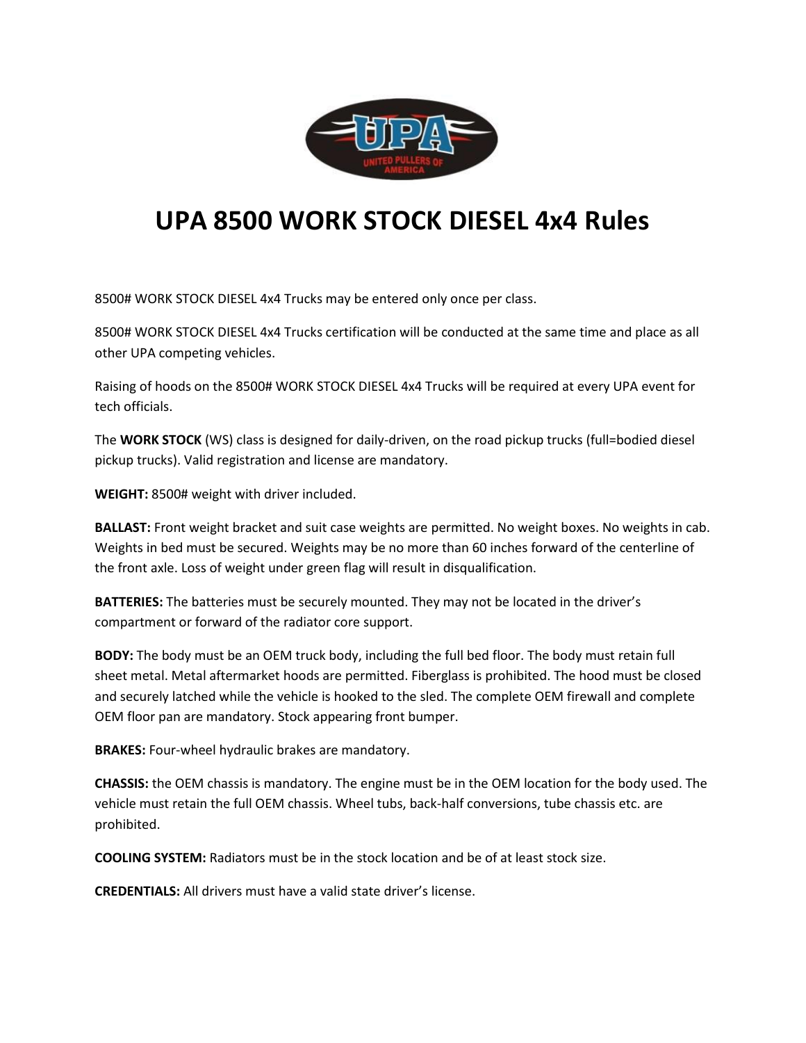# UPA 8500 WORK STOCK DIESEL 4x4 Rules

8500# WORK STOCK DIESEL 4x4 Trucks may be entered only once per class.

8500# WORK STOCK DIESEL 4x4 Trucks certification will be conducted at the same time and place as all other UPA competing vehicles.

Raising of hoods on the 8500# WORK STOCK DIESEL 4x4 Trucks will be required at every UPA event for tech officials.

The **WORK STOCK** (WS) class is designed for daily-driven, on the road pickup trucks (full=bodied diesel pickup trucks). Valid registration and license are mandatory.

**WEIGHT:** 8500# weight with driver included.

**BALLAST:** Front weight bracket and suit case weights are permitted. No weight boxes. No weights in cab. Weights in bed must be secured. Weights may be no more than 60 inches forward of the centerline of the front axle. Loss of weight under green flag will result in disqualification.

**BATTERIES:** The batteries must be securely mounted. They may not be located in the driver's compartment or forward of the radiator core support.

**BODY:** The body must be an OEM truck body, including the full bed floor. The body must retain full sheet metal. Metal aftermarket hoods are permitted. Fiberglass is prohibited. The hood must be closed and securely latched while the vehicle is hooked to the sled. The complete OEM firewall and complete OEM floor pan are mandatory. Stock appearing front bumper.

**BRAKES:** Four-wheel hydraulic brakes are mandatory.

**CHASSIS:** the OEM chassis is mandatory. The engine must be in the OEM location for the body used. The vehicle must retain the full OEM chassis. Wheel tubs, back-half conversions, tube chassis etc. are prohibited.

**COOLING SYSTEM:** Radiators must be in the stock location and be of at least stock size.

**CREDENTIALS:** All drivers must have a valid state driver's license.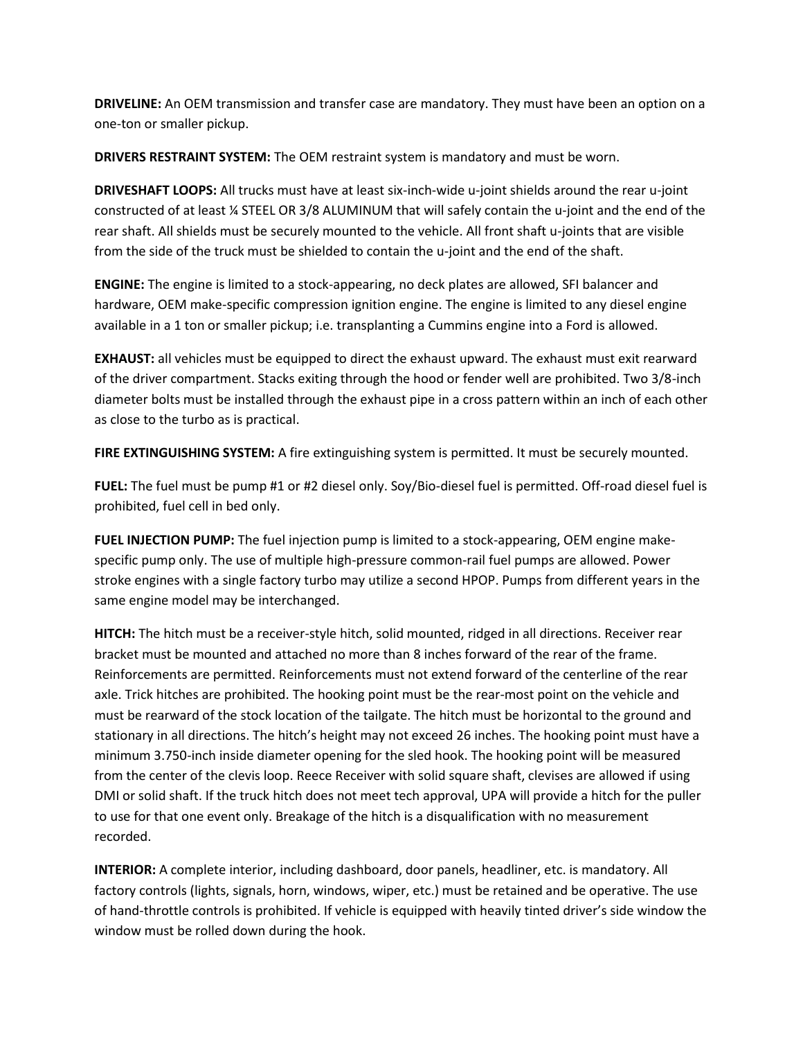**DRIVELINE:** An OEM transmission and transfer case are mandatory. They must have been an option on a one-ton or smaller pickup.

**DRIVERS RESTRAINT SYSTEM:** The OEM restraint system is mandatory and must be worn.

**DRIVESHAFT LOOPS:** All trucks must have at least six-inch-wide u-joint shields around the rear u-joint constructed of at least ¼ STEEL OR 3/8 ALUMINUM that will safely contain the u-joint and the end of the rear shaft. All shields must be securely mounted to the vehicle. All front shaft u-joints that are visible from the side of the truck must be shielded to contain the u-joint and the end of the shaft.

**ENGINE:** The engine is limited to a stock-appearing, no deck plates are allowed, SFI balancer and hardware, OEM make-specific compression ignition engine. The engine is limited to any diesel engine available in a 1 ton or smaller pickup; i.e. transplanting a Cummins engine into a Ford is allowed.

**EXHAUST:** all vehicles must be equipped to direct the exhaust upward. The exhaust must exit rearward of the driver compartment. Stacks exiting through the hood or fender well are prohibited. Two 3/8-inch diameter bolts must be installed through the exhaust pipe in a cross pattern within an inch of each other as close to the turbo as is practical.

**FIRE EXTINGUISHING SYSTEM:** A fire extinguishing system is permitted. It must be securely mounted.

**FUEL:** The fuel must be pump #1 or #2 diesel only. Soy/Bio-diesel fuel is permitted. Off-road diesel fuel is prohibited, fuel cell in bed only.

**FUEL INJECTION PUMP:** The fuel injection pump is limited to a stock-appearing, OEM engine make-specific pump only. The use of multiple high-pressure common-rail fuel pumps are allowed. Power stroke engines with a single factory turbo may utilize a second HPOP. Pumps from different years in the same engine model may be interchanged.

**HITCH:** The hitch must be a receiver-style hitch, solid mounted, ridged in all directions. Receiver rear bracket must be mounted and attached no more than 8 inches forward of the rear of the frame. Reinforcements are permitted. Reinforcements must not extend forward of the centerline of the rear axle. Trick hitches are prohibited. The hooking point must be the rear-most point on the vehicle and must be rearward of the stock location of the tailgate. The hitch must be horizontal to the ground and stationary in all directions. The hitch's height may not exceed 26 inches. The hooking point must have a minimum 3.750-inch inside diameter opening for the sled hook. The hooking point will be measured from the center of the clevis loop. Reece Receiver with solid square shaft, clevises are allowed if using DMI or solid shaft. If the truck hitch does not meet tech approval, UPA will provide a hitch for the puller to use for that one event only. Breakage of the hitch is a disqualification with no measurement recorded.

**INTERIOR:** A complete interior, including dashboard, door panels, headliner, etc. is mandatory. All factory controls (lights, signals, horn, windows, wiper, etc.) must be retained and be operative. The use of hand-throttle controls is prohibited. If vehicle is equipped with heavily tinted driver's side window the window must be rolled down during the hook.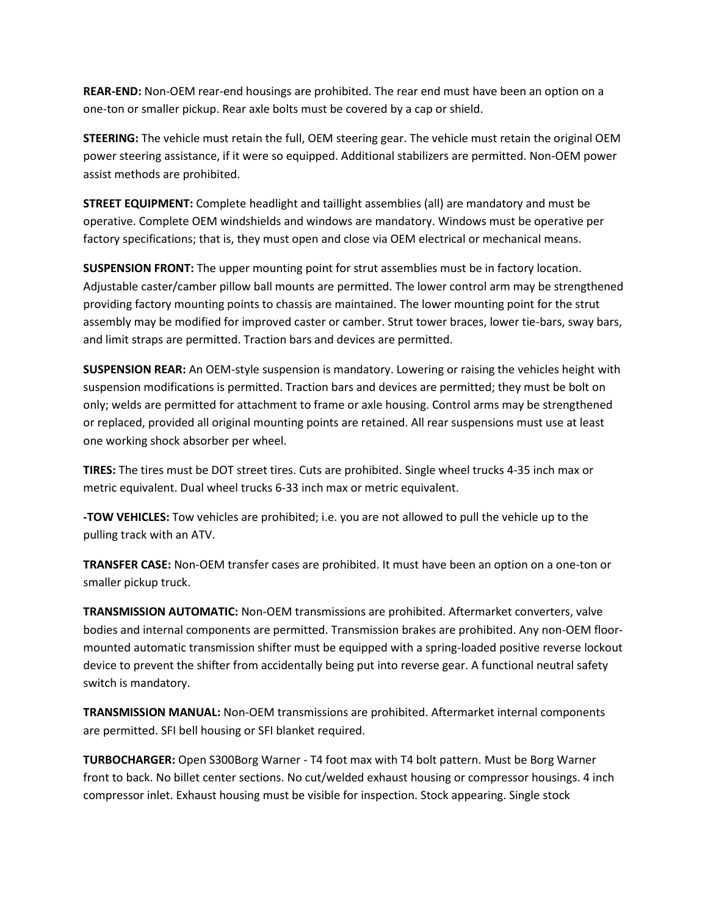**REAR-END:** Non-OEM rear-end housings are prohibited. The rear end must have been an option on a one-ton or smaller pickup. Rear axle bolts must be covered by a cap or shield.

**STEERING:** The vehicle must retain the full, OEM steering gear. The vehicle must retain the original OEM power steering assistance, if it were so equipped. Additional stabilizers are permitted. Non-OEM power assist methods are prohibited.

**STREET EQUIPMENT:** Complete headlight and taillight assemblies (all) are mandatory and must be operative. Complete OEM windshields and windows are mandatory. Windows must be operative per factory specifications; that is, they must open and close via OEM electrical or mechanical means.

**SUSPENSION FRONT:** The upper mounting point for strut assemblies must be in factory location. Adjustable caster/camber pillow ball mounts are permitted. The lower control arm may be strengthened providing factory mounting points to chassis are maintained. The lower mounting point for the strut assembly may be modified for improved caster or camber. Strut tower braces, lower tie-bars, sway bars, and limit straps are permitted. Traction bars and devices are permitted.

**SUSPENSION REAR:** An OEM-style suspension is mandatory. Lowering or raising the vehicles height with suspension modifications is permitted. Traction bars and devices are permitted; they must be bolt on only; welds are permitted for attachment to frame or axle housing. Control arms may be strengthened or replaced, provided all original mounting points are retained. All rear suspensions must use at least one working shock absorber per wheel.

**TIRES:** The tires must be DOT street tires. Cuts are prohibited. Single wheel trucks 4-35 inch max or metric equivalent. Dual wheel trucks 6-33 inch max or metric equivalent.

**-TOW VEHICLES:** Tow vehicles are prohibited; i.e. you are not allowed to pull the vehicle up to the pulling track with an ATV.

**TRANSFER CASE:** Non-OEM transfer cases are prohibited. It must have been an option on a one-ton or smaller pickup truck.

**TRANSMISSION AUTOMATIC:** Non-OEM transmissions are prohibited. Aftermarket converters, valve bodies and internal components are permitted. Transmission brakes are prohibited. Any non-OEM floor-mounted automatic transmission shifter must be equipped with a spring-loaded positive reverse lockout device to prevent the shifter from accidentally being put into reverse gear. A functional neutral safety switch is mandatory.

**TRANSMISSION MANUAL:** Non-OEM transmissions are prohibited. Aftermarket internal components are permitted. SFI bell housing or SFI blanket required.

**TURBOCHARGER:** Open S300Borg Warner - T4 foot max with T4 bolt pattern. Must be Borg Warner front to back. No billet center sections. No cut/welded exhaust housing or compressor housings. 4 inch compressor inlet. Exhaust housing must be visible for inspection. Stock appearing. Single stock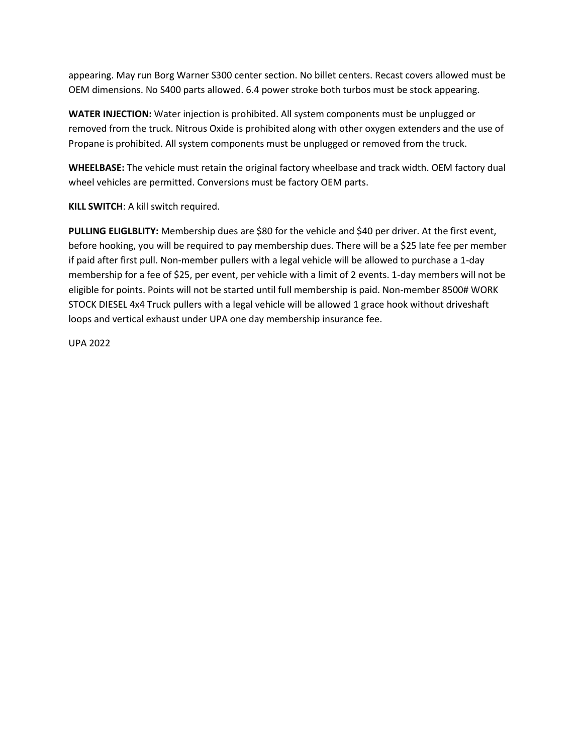appearing. May run Borg Warner S300 center section. No billet centers. Recast covers allowed must be OEM dimensions. No S400 parts allowed. 6.4 power stroke both turbos must be stock appearing.

**WATER INJECTION:** Water injection is prohibited. All system components must be unplugged or removed from the truck. Nitrous Oxide is prohibited along with other oxygen extenders and the use of Propane is prohibited. All system components must be unplugged or removed from the truck.

**WHEELBASE:** The vehicle must retain the original factory wheelbase and track width. OEM factory dual wheel vehicles are permitted. Conversions must be factory OEM parts.

**KILL SWITCH**: A kill switch required.

**PULLING ELIGLBLITY:** Membership dues are $80 for the vehicle and $40 per driver. At the first event, before hooking, you will be required to pay membership dues. There will be a $25 late fee per member if paid after first pull. Non-member pullers with a legal vehicle will be allowed to purchase a 1-day membership for a fee of $25, per event, per vehicle with a limit of 2 events. 1-day members will not be eligible for points. Points will not be started until full membership is paid. Non-member 8500# WORK STOCK DIESEL 4x4 Truck pullers with a legal vehicle will be allowed 1 grace hook without driveshaft loops and vertical exhaust under UPA one day membership insurance fee.

UPA 2022